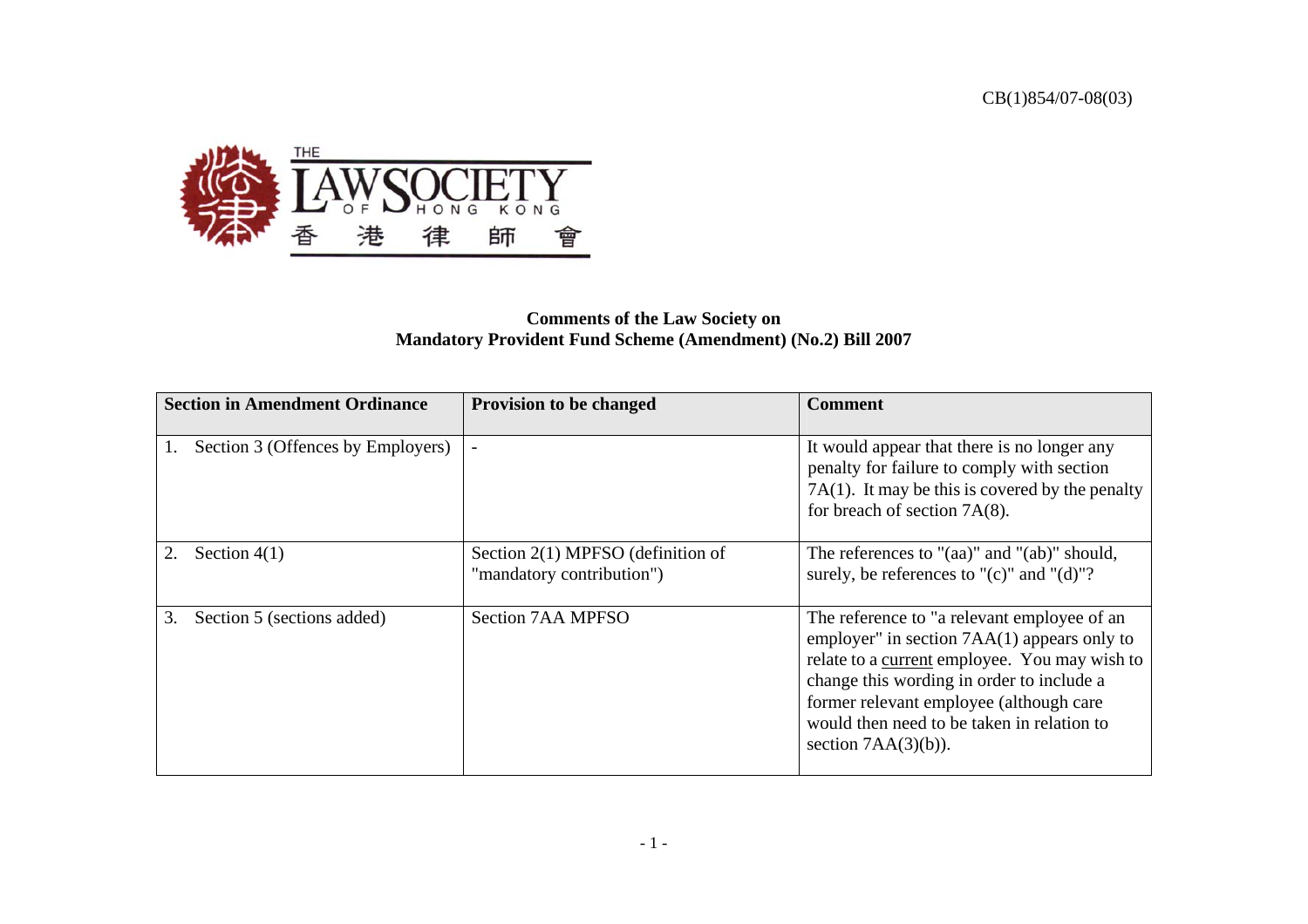CB(1)854/07-08(03)

THE LAW SOCIETY OF HONG KONG 香港律師會

**Comments of the Law Society on**
**Mandatory Provident Fund Scheme (Amendment) (No.2) Bill 2007**

| Section in Amendment Ordinance | Provision to be changed | Comment |
|---|---|---|
| 1. Section 3 (Offences by Employers) | - | It would appear that there is no longer any penalty for failure to comply with section 7A(1). It may be this is covered by the penalty for breach of section 7A(8). |
| 2. Section 4(1) | Section 2(1) MPFSO (definition of "mandatory contribution") | The references to "(aa)" and "(ab)" should, surely, be references to "(c)" and "(d)"? |
| 3. Section 5 (sections added) | Section 7AA MPFSO | The reference to "a relevant employee of an employer" in section 7AA(1) appears only to relate to a <u>current</u> employee. You may wish to change this wording in order to include a former relevant employee (although care would then need to be taken in relation to section 7AA(3)(b)). |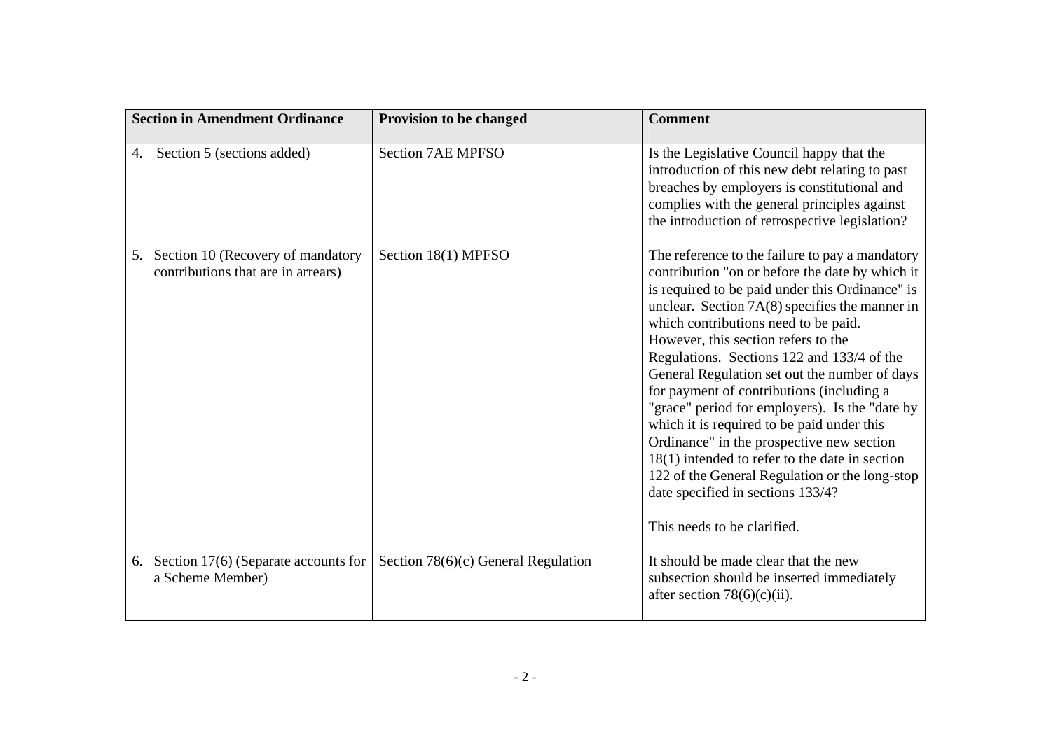| Section in Amendment Ordinance | Provision to be changed | Comment |
| --- | --- | --- |
| 4. Section 5 (sections added) | Section 7AE MPFSO | Is the Legislative Council happy that the introduction of this new debt relating to past breaches by employers is constitutional and complies with the general principles against the introduction of retrospective legislation? |
| 5. Section 10 (Recovery of mandatory contributions that are in arrears) | Section 18(1) MPFSO | The reference to the failure to pay a mandatory contribution "on or before the date by which it is required to be paid under this Ordinance" is unclear. Section 7A(8) specifies the manner in which contributions need to be paid. However, this section refers to the Regulations. Sections 122 and 133/4 of the General Regulation set out the number of days for payment of contributions (including a "grace" period for employers). Is the "date by which it is required to be paid under this Ordinance" in the prospective new section 18(1) intended to refer to the date in section 122 of the General Regulation or the long-stop date specified in sections 133/4?<br><br>This needs to be clarified. |
| 6. Section 17(6) (Separate accounts for a Scheme Member) | Section 78(6)(c) General Regulation | It should be made clear that the new subsection should be inserted immediately after section 78(6)(c)(ii). |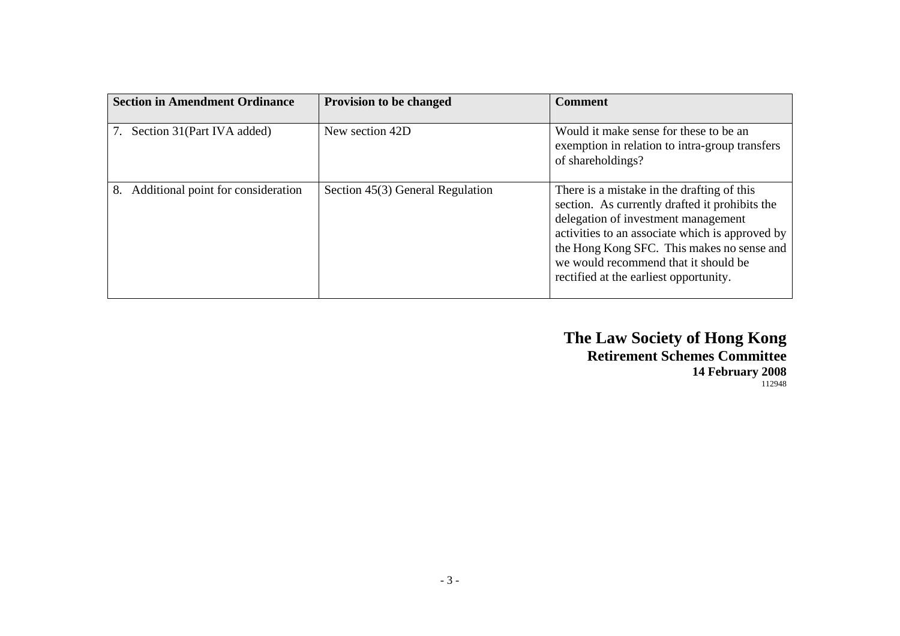| Section in Amendment Ordinance | Provision to be changed | Comment |
|---|---|---|
| 7. Section 31(Part IVA added) | New section 42D | Would it make sense for these to be an exemption in relation to intra-group transfers of shareholdings? |
| 8. Additional point for consideration | Section 45(3) General Regulation | There is a mistake in the drafting of this section. As currently drafted it prohibits the delegation of investment management activities to an associate which is approved by the Hong Kong SFC. This makes no sense and we would recommend that it should be rectified at the earliest opportunity. |

**The Law Society of Hong Kong**
**Retirement Schemes Committee**
**14 February 2008**
112948